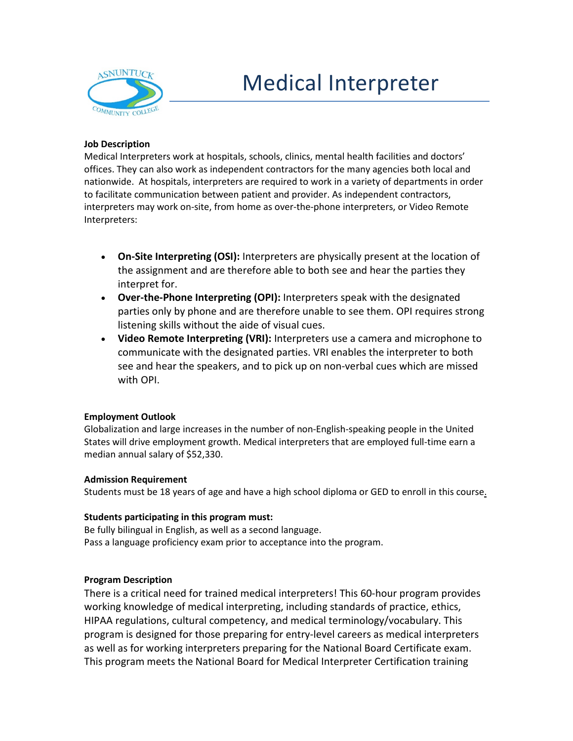# Medical Interpreter

**Job Description**

Medical Interpreters work at hospitals, schools, clinics, mental health facilities and doctors' offices. They can also work as independent contractors for the many agencies both local and nationwide. At hospitals, interpreters are required to work in a variety of departments in order to facilitate communication between patient and provider. As independent contractors, interpreters may work on-site, from home as over-the-phone interpreters, or Video Remote Interpreters:

- **On-Site Interpreting (OSI):** Interpreters are physically present at the location of the assignment and are therefore able to both see and hear the parties they interpret for.
- **Over-the-Phone Interpreting (OPI):** Interpreters speak with the designated parties only by phone and are therefore unable to see them. OPI requires strong listening skills without the aide of visual cues.
- **Video Remote Interpreting (VRI):** Interpreters use a camera and microphone to communicate with the designated parties. VRI enables the interpreter to both see and hear the speakers, and to pick up on non-verbal cues which are missed with OPI.

**Employment Outlook**

Globalization and large increases in the number of non-English-speaking people in the United States will drive employment growth. Medical interpreters that are employed full-time earn a median annual salary of $52,330.

**Admission Requirement**

Students must be 18 years of age and have a high school diploma or GED to enroll in this course.

**Students participating in this program must:**

Be fully bilingual in English, as well as a second language.
Pass a language proficiency exam prior to acceptance into the program.

**Program Description**

There is a critical need for trained medical interpreters! This 60-hour program provides working knowledge of medical interpreting, including standards of practice, ethics, HIPAA regulations, cultural competency, and medical terminology/vocabulary. This program is designed for those preparing for entry-level careers as medical interpreters as well as for working interpreters preparing for the National Board Certificate exam. This program meets the National Board for Medical Interpreter Certification training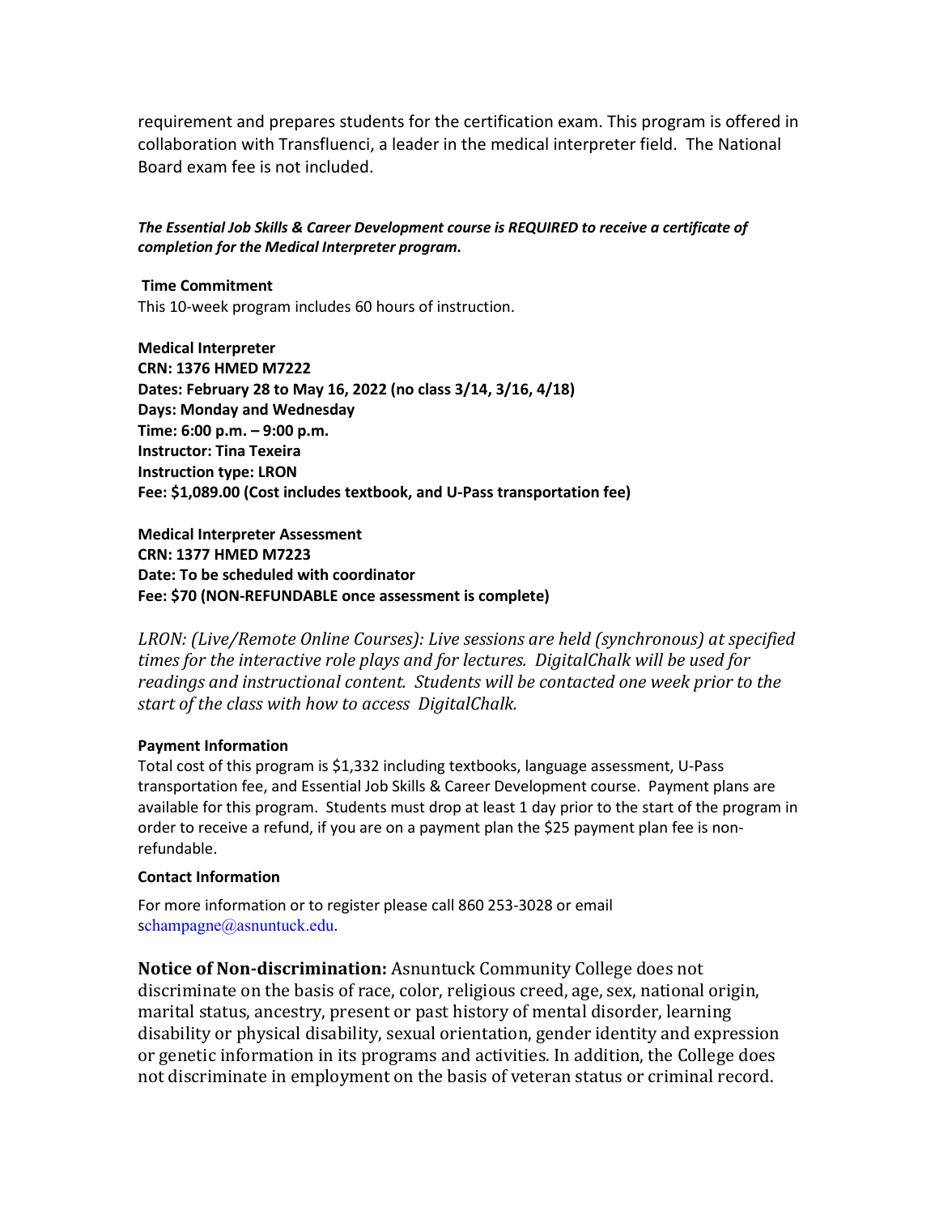requirement and prepares students for the certification exam. This program is offered in collaboration with Transfluenci, a leader in the medical interpreter field. The National Board exam fee is not included.

***The Essential Job Skills & Career Development course is REQUIRED to receive a certificate of completion for the Medical Interpreter program.***

**Time Commitment**
This 10-week program includes 60 hours of instruction.

**Medical Interpreter**
**CRN: 1376 HMED M7222**
**Dates: February 28 to May 16, 2022 (no class 3/14, 3/16, 4/18)**
**Days: Monday and Wednesday**
**Time: 6:00 p.m. – 9:00 p.m.**
**Instructor: Tina Texeira**
**Instruction type: LRON**
**Fee: $1,089.00 (Cost includes textbook, and U-Pass transportation fee)**

**Medical Interpreter Assessment**
**CRN: 1377 HMED M7223**
**Date: To be scheduled with coordinator**
**Fee: $70 (NON-REFUNDABLE once assessment is complete)**

*LRON: (Live/Remote Online Courses): Live sessions are held (synchronous) at specified times for the interactive role plays and for lectures. DigitalChalk will be used for readings and instructional content. Students will be contacted one week prior to the start of the class with how to access DigitalChalk.*

**Payment Information**
Total cost of this program is $1,332 including textbooks, language assessment, U-Pass transportation fee, and Essential Job Skills & Career Development course. Payment plans are available for this program. Students must drop at least 1 day prior to the start of the program in order to receive a refund, if you are on a payment plan the $25 payment plan fee is non-refundable.

**Contact Information**

For more information or to register please call 860 253-3028 or email schampagne@asnuntuck.edu.

**Notice of Non-discrimination:** Asnuntuck Community College does not discriminate on the basis of race, color, religious creed, age, sex, national origin, marital status, ancestry, present or past history of mental disorder, learning disability or physical disability, sexual orientation, gender identity and expression or genetic information in its programs and activities. In addition, the College does not discriminate in employment on the basis of veteran status or criminal record.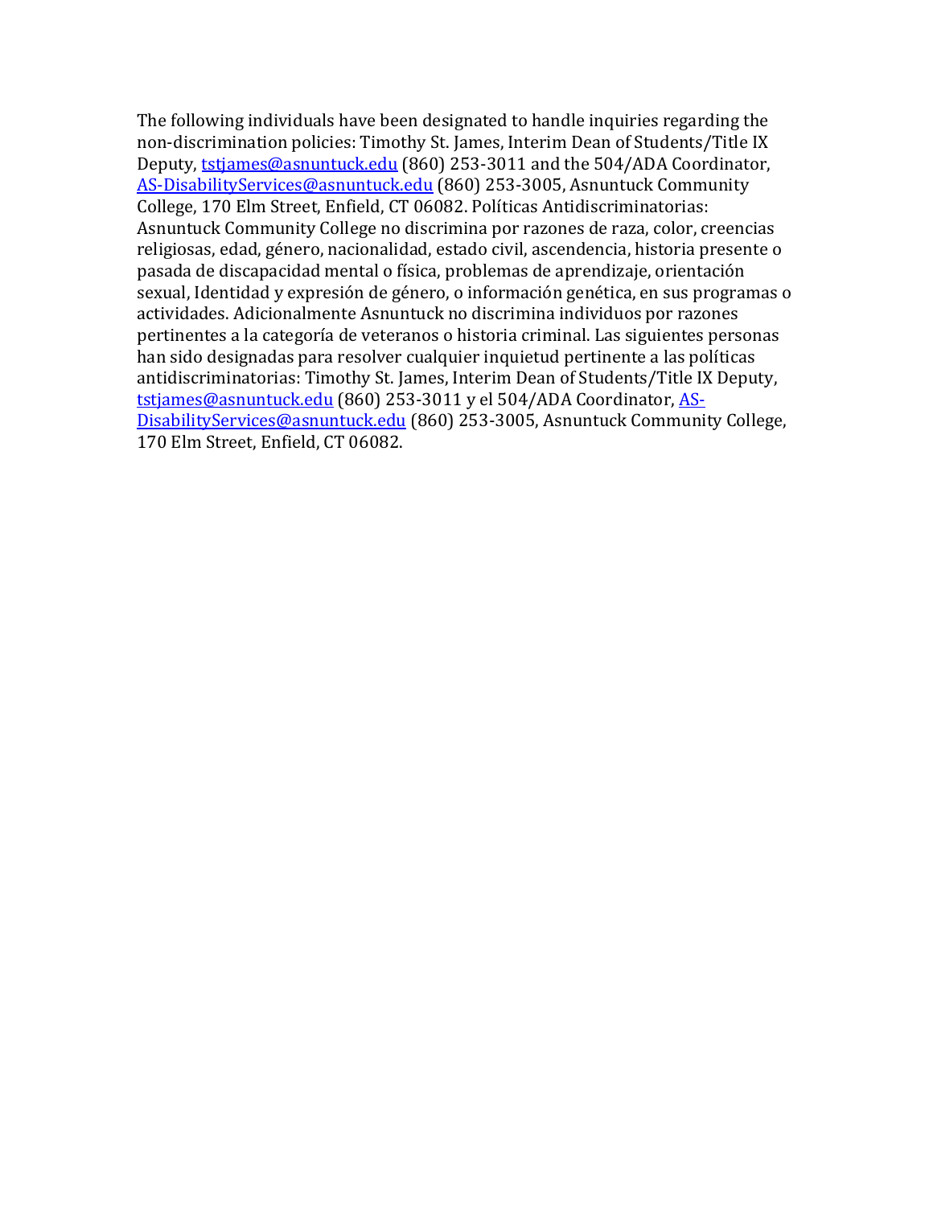The following individuals have been designated to handle inquiries regarding the non-discrimination policies: Timothy St. James, Interim Dean of Students/Title IX Deputy, tstjames@asnuntuck.edu (860) 253-3011 and the 504/ADA Coordinator, AS-DisabilityServices@asnuntuck.edu (860) 253-3005, Asnuntuck Community College, 170 Elm Street, Enfield, CT 06082. Políticas Antidiscriminatorias: Asnuntuck Community College no discrimina por razones de raza, color, creencias religiosas, edad, género, nacionalidad, estado civil, ascendencia, historia presente o pasada de discapacidad mental o física, problemas de aprendizaje, orientación sexual, Identidad y expresión de género, o información genética, en sus programas o actividades. Adicionalmente Asnuntuck no discrimina individuos por razones pertinentes a la categoría de veteranos o historia criminal. Las siguientes personas han sido designadas para resolver cualquier inquietud pertinente a las políticas antidiscriminatorias: Timothy St. James, Interim Dean of Students/Title IX Deputy, tstjames@asnuntuck.edu (860) 253-3011 y el 504/ADA Coordinator, AS-DisabilityServices@asnuntuck.edu (860) 253-3005, Asnuntuck Community College, 170 Elm Street, Enfield, CT 06082.